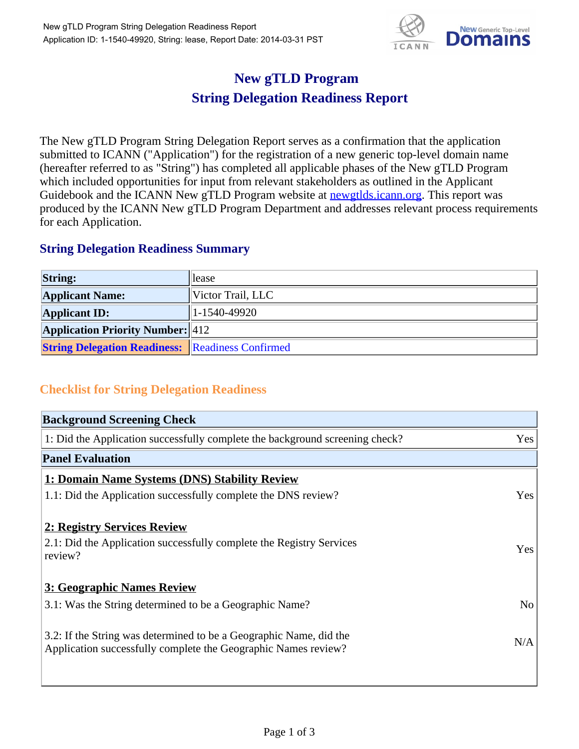# New gTLD Program
# String Delegation Readiness Report

The New gTLD Program String Delegation Report serves as a confirmation that the application submitted to ICANN ("Application") for the registration of a new generic top-level domain name (hereafter referred to as "String") has completed all applicable phases of the New gTLD Program which included opportunities for input from relevant stakeholders as outlined in the Applicant Guidebook and the ICANN New gTLD Program website at newgtlds.icann.org. This report was produced by the ICANN New gTLD Program Department and addresses relevant process requirements for each Application.

## String Delegation Readiness Summary

| | |
|---|---|
| **String:** | lease |
| **Applicant Name:** | Victor Trail, LLC |
| **Applicant ID:** | 1-1540-49920 |
| **Application Priority Number:** | 412 |
| **String Delegation Readiness:** | Readiness Confirmed |

## Checklist for String Delegation Readiness

| **Background Screening Check** | |
|---|---|
| 1: Did the Application successfully complete the background screening check? | Yes |
| **Panel Evaluation** | |
| **1: Domain Name Systems (DNS) Stability Review** | |
| 1.1: Did the Application successfully complete the DNS review? | Yes |
| **2: Registry Services Review** | |
| 2.1: Did the Application successfully complete the Registry Services review? | Yes |
| **3: Geographic Names Review** | |
| 3.1: Was the String determined to be a Geographic Name? | No |
| 3.2: If the String was determined to be a Geographic Name, did the Application successfully complete the Geographic Names review? | N/A |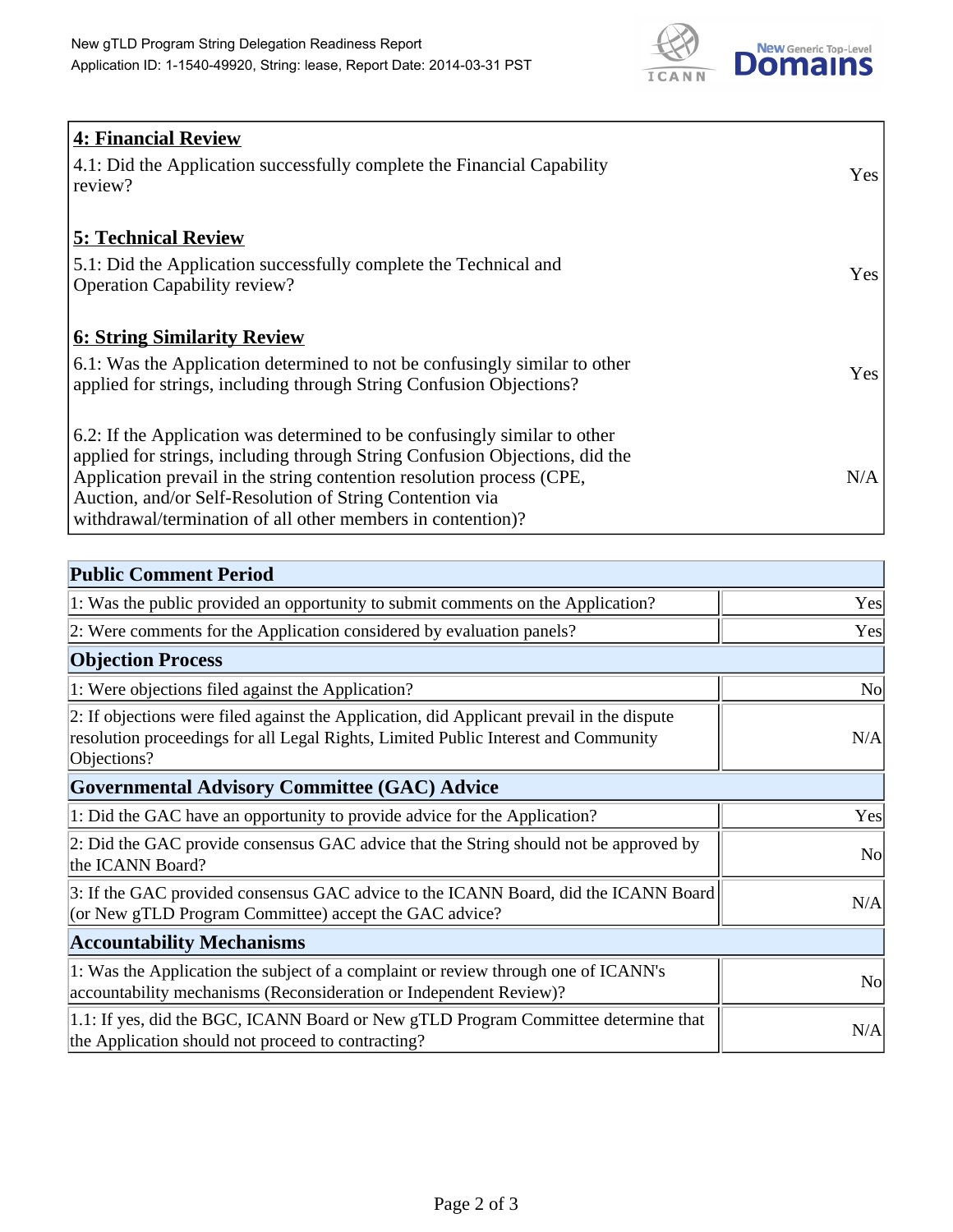| | |
|---|---|
| **4: Financial Review** | |
| 4.1: Did the Application successfully complete the Financial Capability review? | Yes |
| **5: Technical Review** | |
| 5.1: Did the Application successfully complete the Technical and Operation Capability review? | Yes |
| **6: String Similarity Review** | |
| 6.1: Was the Application determined to not be confusingly similar to other applied for strings, including through String Confusion Objections? | Yes |
| 6.2: If the Application was determined to be confusingly similar to other applied for strings, including through String Confusion Objections, did the Application prevail in the string contention resolution process (CPE, Auction, and/or Self-Resolution of String Contention via withdrawal/termination of all other members in contention)? | N/A |

| **Public Comment Period** | |
|---|---|
| 1: Was the public provided an opportunity to submit comments on the Application? | Yes |
| 2: Were comments for the Application considered by evaluation panels? | Yes |
| **Objection Process** | |
| 1: Were objections filed against the Application? | No |
| 2: If objections were filed against the Application, did Applicant prevail in the dispute resolution proceedings for all Legal Rights, Limited Public Interest and Community Objections? | N/A |
| **Governmental Advisory Committee (GAC) Advice** | |
| 1: Did the GAC have an opportunity to provide advice for the Application? | Yes |
| 2: Did the GAC provide consensus GAC advice that the String should not be approved by the ICANN Board? | No |
| 3: If the GAC provided consensus GAC advice to the ICANN Board, did the ICANN Board (or New gTLD Program Committee) accept the GAC advice? | N/A |
| **Accountability Mechanisms** | |
| 1: Was the Application the subject of a complaint or review through one of ICANN's accountability mechanisms (Reconsideration or Independent Review)? | No |
| 1.1: If yes, did the BGC, ICANN Board or New gTLD Program Committee determine that the Application should not proceed to contracting? | N/A |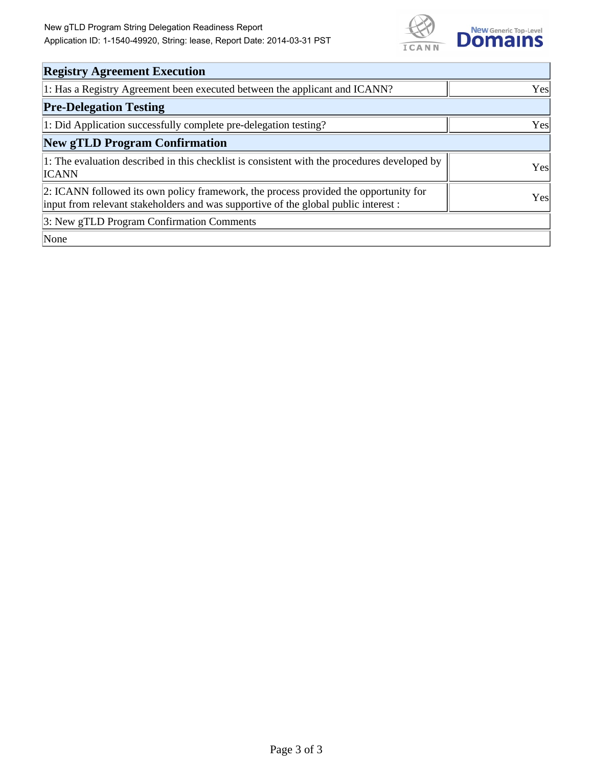| | |
|---|---|
| **Registry Agreement Execution** | |
| 1: Has a Registry Agreement been executed between the applicant and ICANN? | Yes |
| **Pre-Delegation Testing** | |
| 1: Did Application successfully complete pre-delegation testing? | Yes |
| **New gTLD Program Confirmation** | |
| 1: The evaluation described in this checklist is consistent with the procedures developed by ICANN | Yes |
| 2: ICANN followed its own policy framework, the process provided the opportunity for input from relevant stakeholders and was supportive of the global public interest : | Yes |
| 3: New gTLD Program Confirmation Comments | |
| None | |